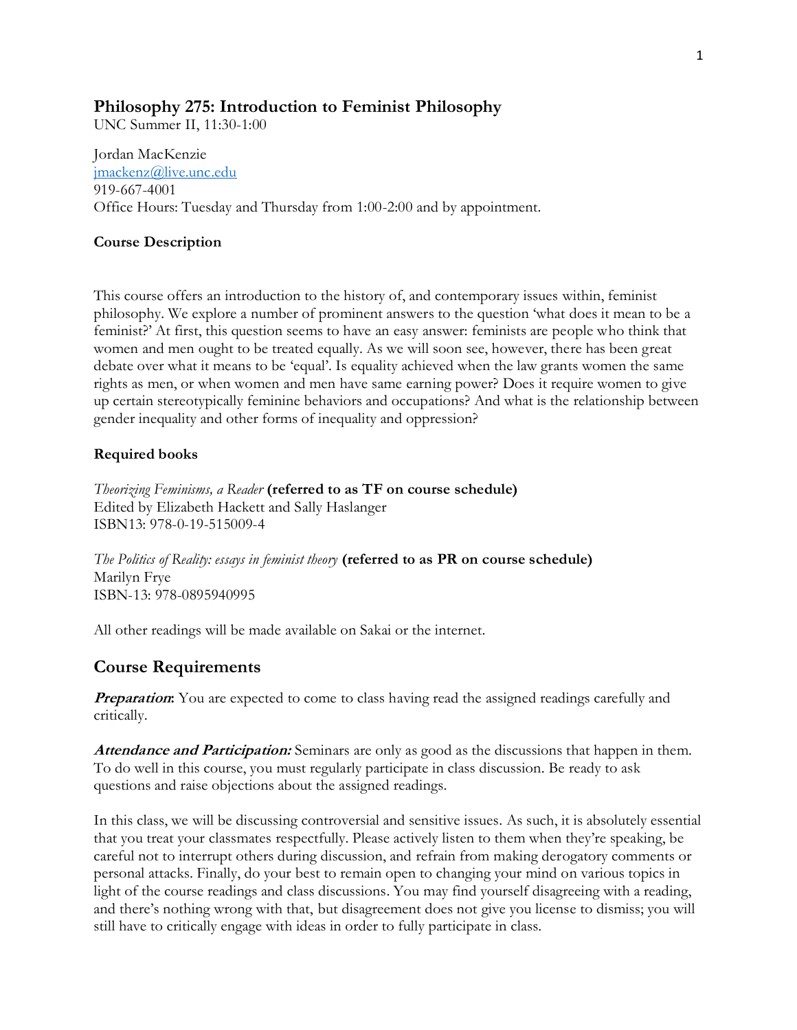# Philosophy 275: Introduction to Feminist Philosophy

UNC Summer II, 11:30-1:00

Jordan MacKenzie
jmackenz@live.unc.edu
919-667-4001
Office Hours: Tuesday and Thursday from 1:00-2:00 and by appointment.

### Course Description

This course offers an introduction to the history of, and contemporary issues within, feminist philosophy. We explore a number of prominent answers to the question 'what does it mean to be a feminist?' At first, this question seems to have an easy answer: feminists are people who think that women and men ought to be treated equally. As we will soon see, however, there has been great debate over what it means to be 'equal'. Is equality achieved when the law grants women the same rights as men, or when women and men have same earning power? Does it require women to give up certain stereotypically feminine behaviors and occupations? And what is the relationship between gender inequality and other forms of inequality and oppression?

### Required books

*Theorizing Feminisms, a Reader* **(referred to as TF on course schedule)**
Edited by Elizabeth Hackett and Sally Haslanger
ISBN13: 978-0-19-515009-4

*The Politics of Reality: essays in feminist theory* **(referred to as PR on course schedule)**
Marilyn Frye
ISBN-13: 978-0895940995

All other readings will be made available on Sakai or the internet.

## Course Requirements

***Preparation***: You are expected to come to class having read the assigned readings carefully and critically.

***Attendance and Participation:*** Seminars are only as good as the discussions that happen in them. To do well in this course, you must regularly participate in class discussion. Be ready to ask questions and raise objections about the assigned readings.

In this class, we will be discussing controversial and sensitive issues. As such, it is absolutely essential that you treat your classmates respectfully. Please actively listen to them when they're speaking, be careful not to interrupt others during discussion, and refrain from making derogatory comments or personal attacks. Finally, do your best to remain open to changing your mind on various topics in light of the course readings and class discussions. You may find yourself disagreeing with a reading, and there's nothing wrong with that, but disagreement does not give you license to dismiss; you will still have to critically engage with ideas in order to fully participate in class.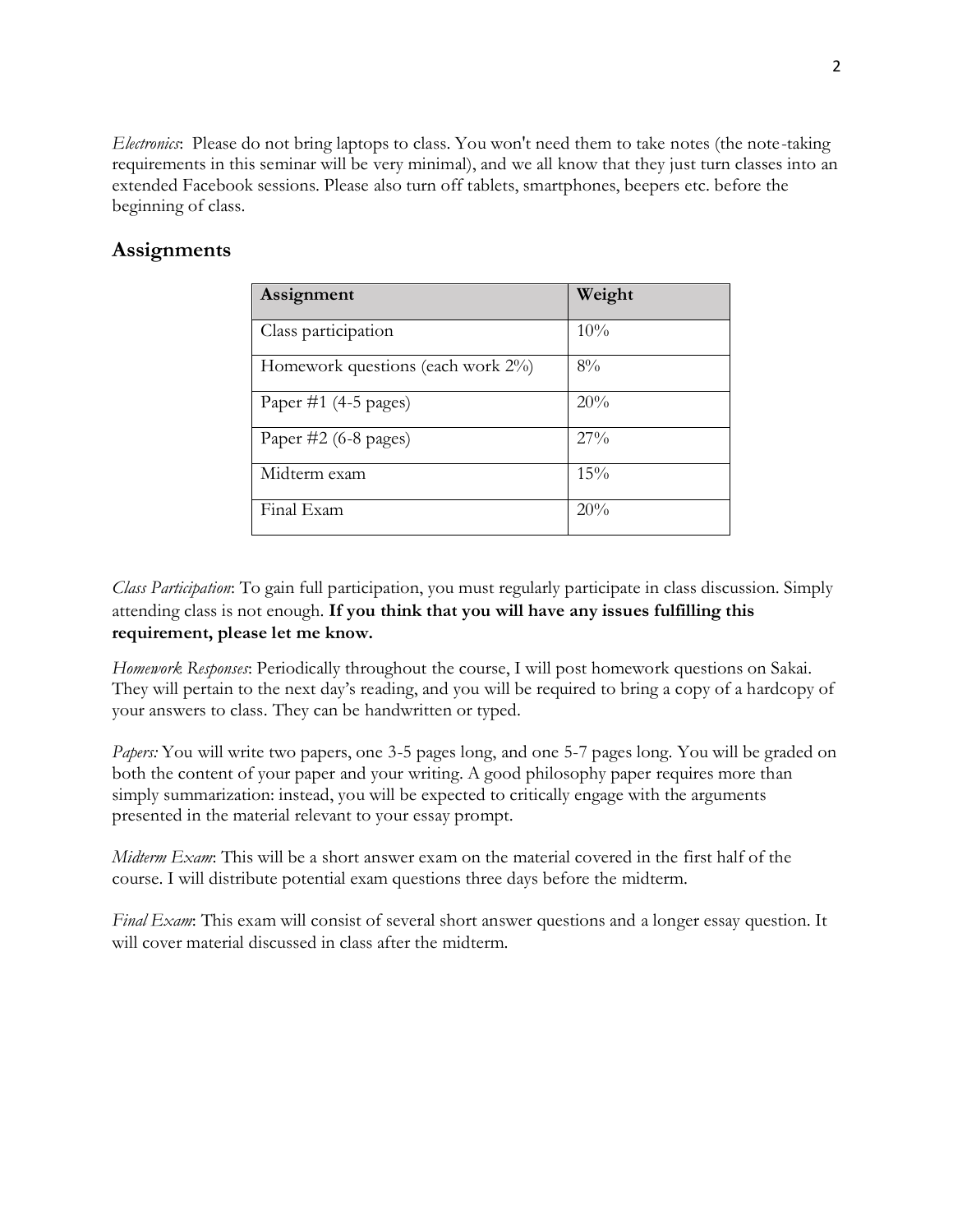*Electronics*: Please do not bring laptops to class. You won't need them to take notes (the note-taking requirements in this seminar will be very minimal), and we all know that they just turn classes into an extended Facebook sessions. Please also turn off tablets, smartphones, beepers etc. before the beginning of class.

## Assignments

| Assignment | Weight |
| --- | --- |
| Class participation | 10% |
| Homework questions (each work 2%) | 8% |
| Paper #1 (4-5 pages) | 20% |
| Paper #2 (6-8 pages) | 27% |
| Midterm exam | 15% |
| Final Exam | 20% |

*Class Participation*: To gain full participation, you must regularly participate in class discussion. Simply attending class is not enough. **If you think that you will have any issues fulfilling this requirement, please let me know.**

*Homework Responses*: Periodically throughout the course, I will post homework questions on Sakai. They will pertain to the next day's reading, and you will be required to bring a copy of a hardcopy of your answers to class. They can be handwritten or typed.

*Papers:* You will write two papers, one 3-5 pages long, and one 5-7 pages long. You will be graded on both the content of your paper and your writing. A good philosophy paper requires more than simply summarization: instead, you will be expected to critically engage with the arguments presented in the material relevant to your essay prompt.

*Midterm Exam*: This will be a short answer exam on the material covered in the first half of the course. I will distribute potential exam questions three days before the midterm.

*Final Exam*: This exam will consist of several short answer questions and a longer essay question. It will cover material discussed in class after the midterm.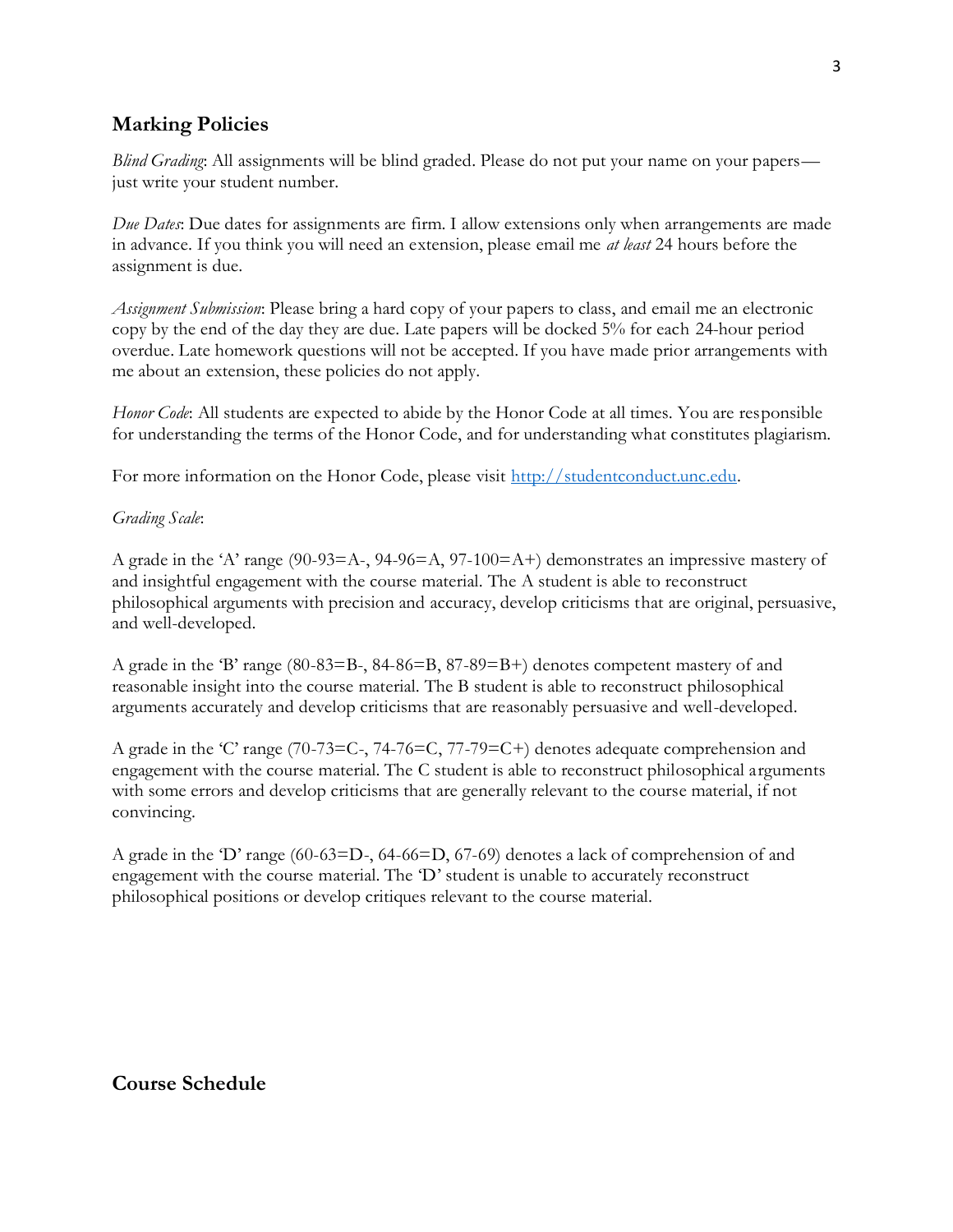## Marking Policies

*Blind Grading*: All assignments will be blind graded. Please do not put your name on your papers—just write your student number.

*Due Dates*: Due dates for assignments are firm. I allow extensions only when arrangements are made in advance. If you think you will need an extension, please email me *at least* 24 hours before the assignment is due.

*Assignment Submission*: Please bring a hard copy of your papers to class, and email me an electronic copy by the end of the day they are due. Late papers will be docked 5% for each 24-hour period overdue. Late homework questions will not be accepted. If you have made prior arrangements with me about an extension, these policies do not apply.

*Honor Code*: All students are expected to abide by the Honor Code at all times. You are responsible for understanding the terms of the Honor Code, and for understanding what constitutes plagiarism.

For more information on the Honor Code, please visit [http://studentconduct.unc.edu](http://studentconduct.unc.edu).

*Grading Scale*:

A grade in the 'A' range (90-93=A-, 94-96=A, 97-100=A+) demonstrates an impressive mastery of and insightful engagement with the course material. The A student is able to reconstruct philosophical arguments with precision and accuracy, develop criticisms that are original, persuasive, and well-developed.

A grade in the 'B' range (80-83=B-, 84-86=B, 87-89=B+) denotes competent mastery of and reasonable insight into the course material. The B student is able to reconstruct philosophical arguments accurately and develop criticisms that are reasonably persuasive and well-developed.

A grade in the 'C' range (70-73=C-, 74-76=C, 77-79=C+) denotes adequate comprehension and engagement with the course material. The C student is able to reconstruct philosophical arguments with some errors and develop criticisms that are generally relevant to the course material, if not convincing.

A grade in the 'D' range (60-63=D-, 64-66=D, 67-69) denotes a lack of comprehension of and engagement with the course material. The 'D' student is unable to accurately reconstruct philosophical positions or develop critiques relevant to the course material.

## Course Schedule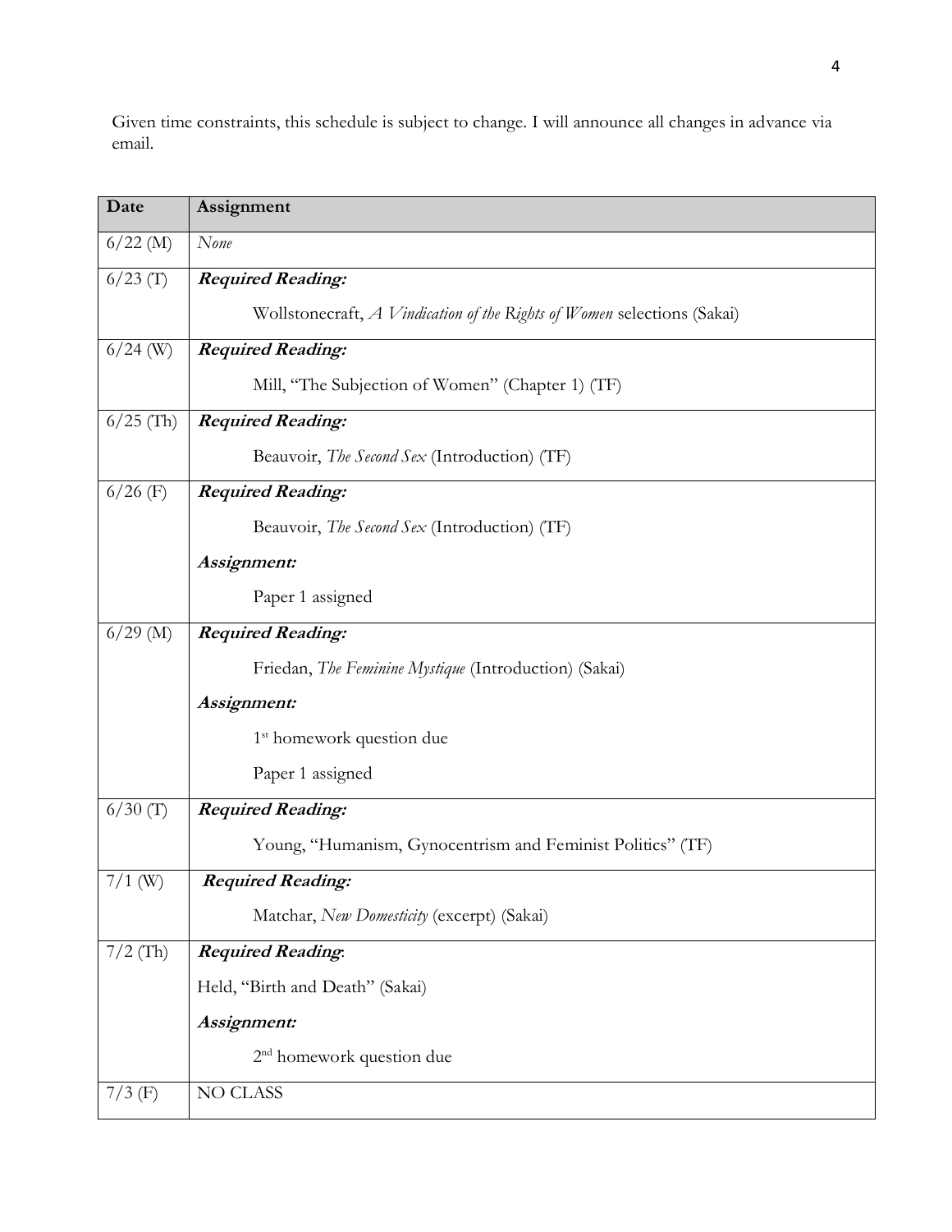Given time constraints, this schedule is subject to change. I will announce all changes in advance via email.

| Date | Assignment |
|---|---|
| 6/22 (M) | *None* |
| 6/23 (T) | ***Required Reading:*** <br> Wollstonecraft, *A Vindication of the Rights of Women* selections (Sakai) |
| 6/24 (W) | ***Required Reading:*** <br> Mill, "The Subjection of Women" (Chapter 1) (TF) |
| 6/25 (Th) | ***Required Reading:*** <br> Beauvoir, *The Second Sex* (Introduction) (TF) |
| 6/26 (F) | ***Required Reading:*** <br> Beauvoir, *The Second Sex* (Introduction) (TF) <br> ***Assignment:*** <br> Paper 1 assigned |
| 6/29 (M) | ***Required Reading:*** <br> Friedan, *The Feminine Mystique* (Introduction) (Sakai) <br> ***Assignment:*** <br> 1st homework question due <br> Paper 1 assigned |
| 6/30 (T) | ***Required Reading:*** <br> Young, "Humanism, Gynocentrism and Feminist Politics" (TF) |
| 7/1 (W) | ***Required Reading:*** <br> Matchar, *New Domesticity* (excerpt) (Sakai) |
| 7/2 (Th) | ***Required Reading:*** <br> Held, "Birth and Death" (Sakai) <br> ***Assignment:*** <br> 2nd homework question due |
| 7/3 (F) | NO CLASS |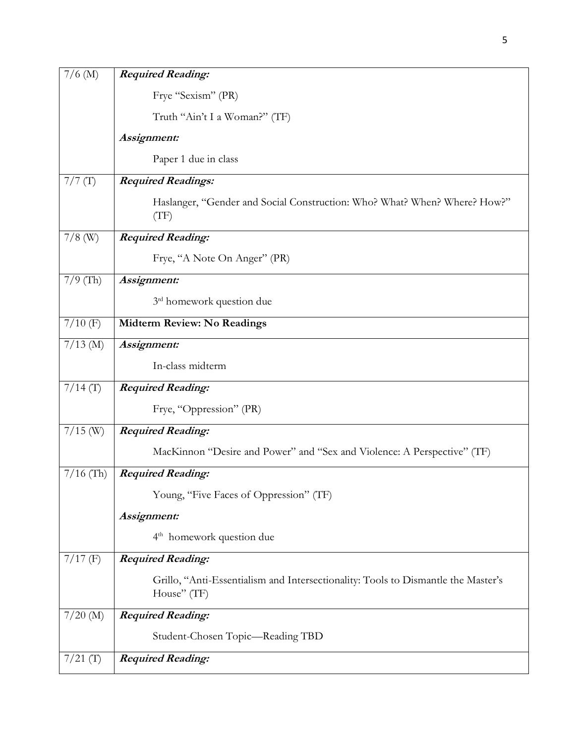| | |
|---|---|
| 7/6 (M) | ***Required Reading:*** |
| | Frye "Sexism" (PR) |
| | Truth "Ain't I a Woman?" (TF) |
| | ***Assignment:*** |
| | Paper 1 due in class |
| 7/7 (T) | ***Required Readings:*** |
| | Haslanger, "Gender and Social Construction: Who? What? When? Where? How?" (TF) |
| 7/8 (W) | ***Required Reading:*** |
| | Frye, "A Note On Anger" (PR) |
| 7/9 (Th) | ***Assignment:*** |
| | 3rd homework question due |
| 7/10 (F) | **Midterm Review: No Readings** |
| 7/13 (M) | ***Assignment:*** |
| | In-class midterm |
| 7/14 (T) | ***Required Reading:*** |
| | Frye, "Oppression" (PR) |
| 7/15 (W) | ***Required Reading:*** |
| | MacKinnon "Desire and Power" and "Sex and Violence: A Perspective" (TF) |
| 7/16 (Th) | ***Required Reading:*** |
| | Young, "Five Faces of Oppression" (TF) |
| | ***Assignment:*** |
| | 4th homework question due |
| 7/17 (F) | ***Required Reading:*** |
| | Grillo, "Anti-Essentialism and Intersectionality: Tools to Dismantle the Master's House" (TF) |
| 7/20 (M) | ***Required Reading:*** |
| | Student-Chosen Topic—Reading TBD |
| 7/21 (T) | ***Required Reading:*** |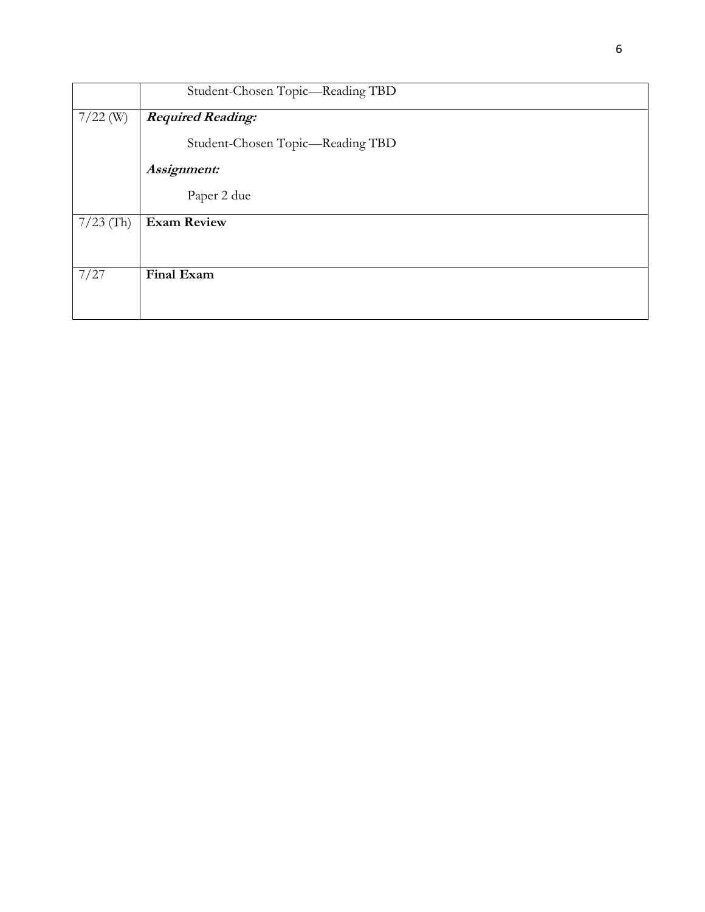| | |
|---|---|
| | Student-Chosen Topic—Reading TBD |
| 7/22 (W) | ***Required Reading:***<br><br>Student-Chosen Topic—Reading TBD<br><br>***Assignment:***<br><br>Paper 2 due |
| 7/23 (Th) | **Exam Review** |
| 7/27 | **Final Exam** |